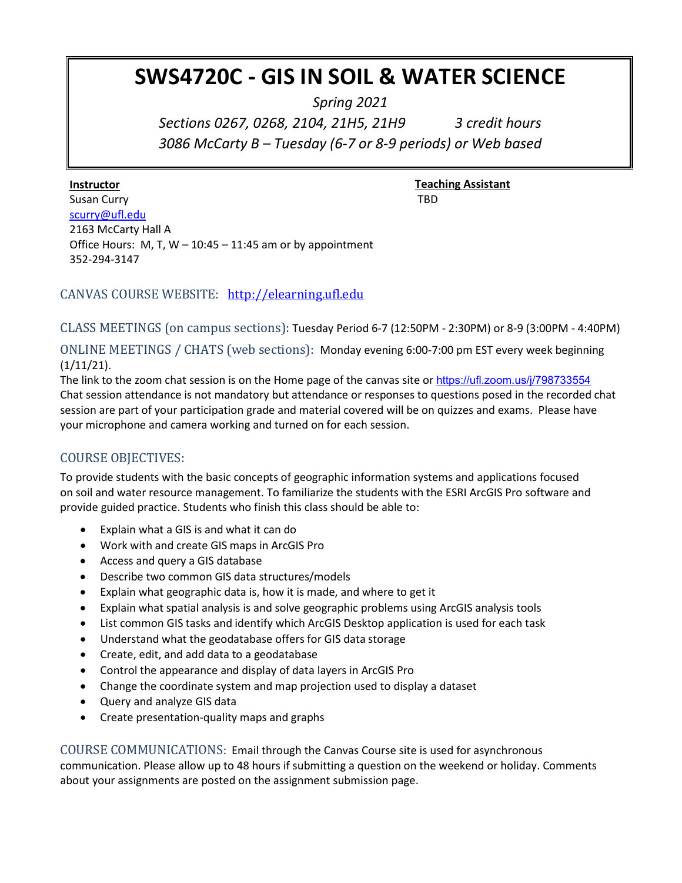# SWS4720C - GIS IN SOIL & WATER SCIENCE

*Spring 2021*

*Sections 0267, 0268, 2104, 21H5, 21H9 3 credit hours*

*3086 McCarty B – Tuesday (6-7 or 8-9 periods) or Web based*

**Instructor**
Susan Curry
scurry@ufl.edu
2163 McCarty Hall A
Office Hours: M, T, W – 10:45 – 11:45 am or by appointment
352-294-3147

**Teaching Assistant**
TBD

## CANVAS COURSE WEBSITE: http://elearning.ufl.edu

## CLASS MEETINGS (on campus sections): Tuesday Period 6-7 (12:50PM - 2:30PM) or 8-9 (3:00PM - 4:40PM)

## ONLINE MEETINGS / CHATS (web sections): Monday evening 6:00-7:00 pm EST every week beginning (1/11/21).

The link to the zoom chat session is on the Home page of the canvas site or https://ufl.zoom.us/j/798733554 Chat session attendance is not mandatory but attendance or responses to questions posed in the recorded chat session are part of your participation grade and material covered will be on quizzes and exams. Please have your microphone and camera working and turned on for each session.

## COURSE OBJECTIVES:

To provide students with the basic concepts of geographic information systems and applications focused on soil and water resource management. To familiarize the students with the ESRI ArcGIS Pro software and provide guided practice. Students who finish this class should be able to:

- Explain what a GIS is and what it can do
- Work with and create GIS maps in ArcGIS Pro
- Access and query a GIS database
- Describe two common GIS data structures/models
- Explain what geographic data is, how it is made, and where to get it
- Explain what spatial analysis is and solve geographic problems using ArcGIS analysis tools
- List common GIS tasks and identify which ArcGIS Desktop application is used for each task
- Understand what the geodatabase offers for GIS data storage
- Create, edit, and add data to a geodatabase
- Control the appearance and display of data layers in ArcGIS Pro
- Change the coordinate system and map projection used to display a dataset
- Query and analyze GIS data
- Create presentation-quality maps and graphs

## COURSE COMMUNICATIONS: Email through the Canvas Course site is used for asynchronous communication. Please allow up to 48 hours if submitting a question on the weekend or holiday. Comments about your assignments are posted on the assignment submission page.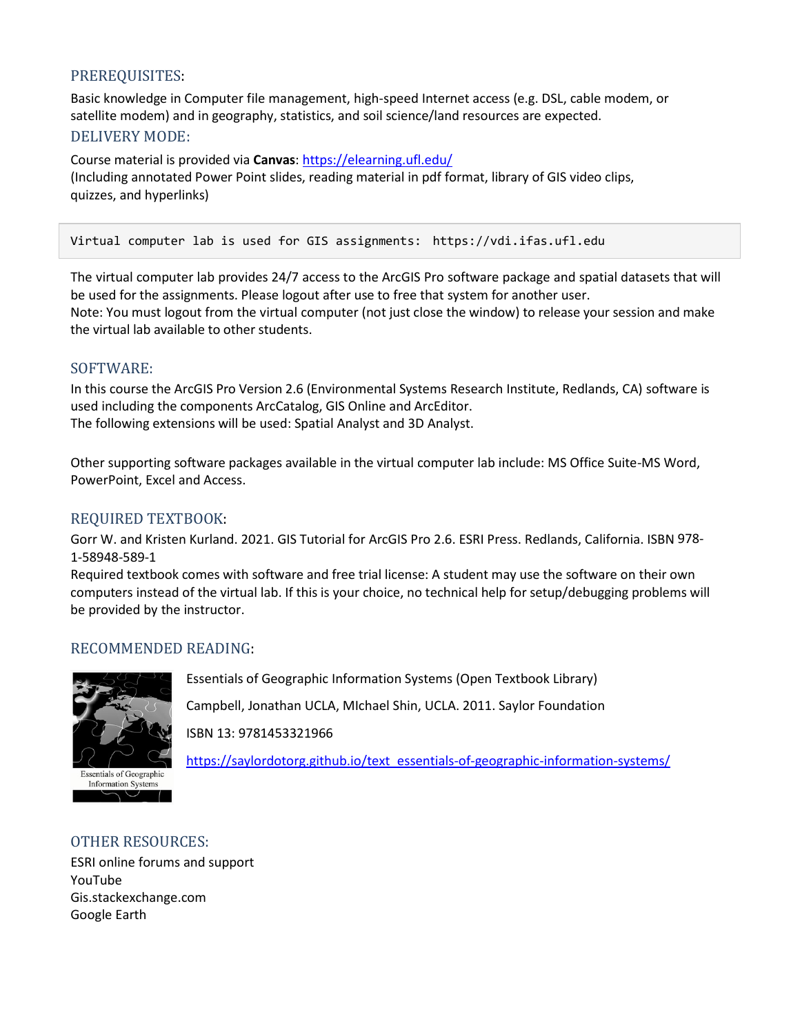## PREREQUISITES:

Basic knowledge in Computer file management, high-speed Internet access (e.g. DSL, cable modem, or satellite modem) and in geography, statistics, and soil science/land resources are expected.

## DELIVERY MODE:

Course material is provided via **Canvas**: https://elearning.ufl.edu/
(Including annotated Power Point slides, reading material in pdf format, library of GIS video clips, quizzes, and hyperlinks)

```
Virtual computer lab is used for GIS assignments:  https://vdi.ifas.ufl.edu
```

The virtual computer lab provides 24/7 access to the ArcGIS Pro software package and spatial datasets that will be used for the assignments. Please logout after use to free that system for another user.
Note: You must logout from the virtual computer (not just close the window) to release your session and make the virtual lab available to other students.

## SOFTWARE:

In this course the ArcGIS Pro Version 2.6 (Environmental Systems Research Institute, Redlands, CA) software is used including the components ArcCatalog, GIS Online and ArcEditor.
The following extensions will be used: Spatial Analyst and 3D Analyst.

Other supporting software packages available in the virtual computer lab include: MS Office Suite-MS Word, PowerPoint, Excel and Access.

## REQUIRED TEXTBOOK:

Gorr W. and Kristen Kurland. 2021. GIS Tutorial for ArcGIS Pro 2.6. ESRI Press. Redlands, California. ISBN 978-1-58948-589-1
Required textbook comes with software and free trial license: A student may use the software on their own computers instead of the virtual lab. If this is your choice, no technical help for setup/debugging problems will be provided by the instructor.

## RECOMMENDED READING:

Essentials of Geographic Information Systems (Open Textbook Library)

Campbell, Jonathan UCLA, MIchael Shin, UCLA. 2011. Saylor Foundation

ISBN 13: 9781453321966

https://saylordotorg.github.io/text_essentials-of-geographic-information-systems/

## OTHER RESOURCES:

ESRI online forums and support
YouTube
Gis.stackexchange.com
Google Earth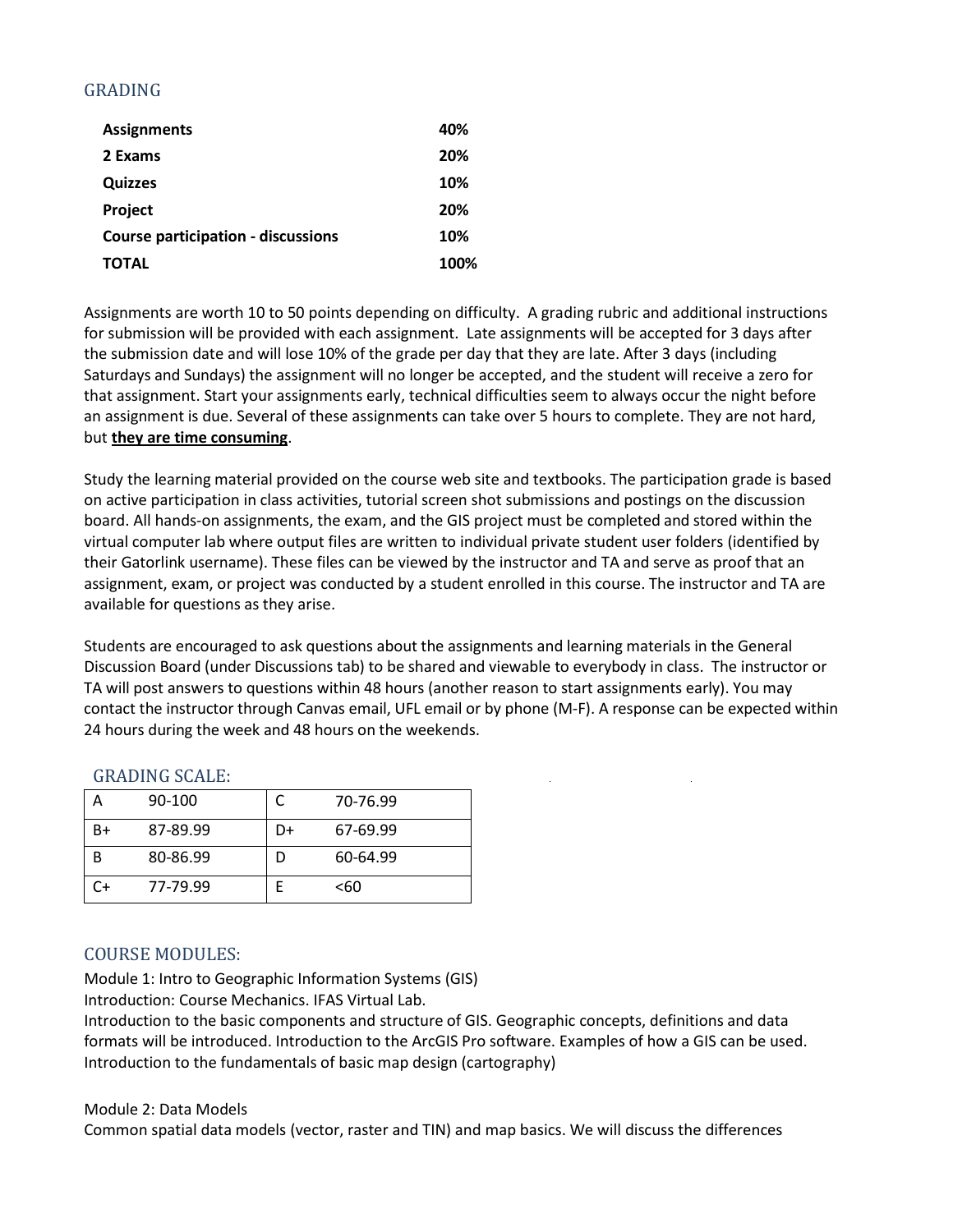## GRADING

| Assignments | 40% |
|---|---|
| 2 Exams | 20% |
| Quizzes | 10% |
| Project | 20% |
| Course participation - discussions | 10% |
| TOTAL | 100% |

Assignments are worth 10 to 50 points depending on difficulty. A grading rubric and additional instructions for submission will be provided with each assignment. Late assignments will be accepted for 3 days after the submission date and will lose 10% of the grade per day that they are late. After 3 days (including Saturdays and Sundays) the assignment will no longer be accepted, and the student will receive a zero for that assignment. Start your assignments early, technical difficulties seem to always occur the night before an assignment is due. Several of these assignments can take over 5 hours to complete. They are not hard, but **they are time consuming**.

Study the learning material provided on the course web site and textbooks. The participation grade is based on active participation in class activities, tutorial screen shot submissions and postings on the discussion board. All hands-on assignments, the exam, and the GIS project must be completed and stored within the virtual computer lab where output files are written to individual private student user folders (identified by their Gatorlink username). These files can be viewed by the instructor and TA and serve as proof that an assignment, exam, or project was conducted by a student enrolled in this course. The instructor and TA are available for questions as they arise.

Students are encouraged to ask questions about the assignments and learning materials in the General Discussion Board (under Discussions tab) to be shared and viewable to everybody in class. The instructor or TA will post answers to questions within 48 hours (another reason to start assignments early). You may contact the instructor through Canvas email, UFL email or by phone (M-F). A response can be expected within 24 hours during the week and 48 hours on the weekends.

### GRADING SCALE:

| A | 90-100 | C | 70-76.99 |
|---|---|---|---|
| B+ | 87-89.99 | D+ | 67-69.99 |
| B | 80-86.99 | D | 60-64.99 |
| C+ | 77-79.99 | E | <60 |

## COURSE MODULES:

Module 1: Intro to Geographic Information Systems (GIS)
Introduction: Course Mechanics. IFAS Virtual Lab.
Introduction to the basic components and structure of GIS. Geographic concepts, definitions and data formats will be introduced. Introduction to the ArcGIS Pro software. Examples of how a GIS can be used. Introduction to the fundamentals of basic map design (cartography)

Module 2: Data Models
Common spatial data models (vector, raster and TIN) and map basics. We will discuss the differences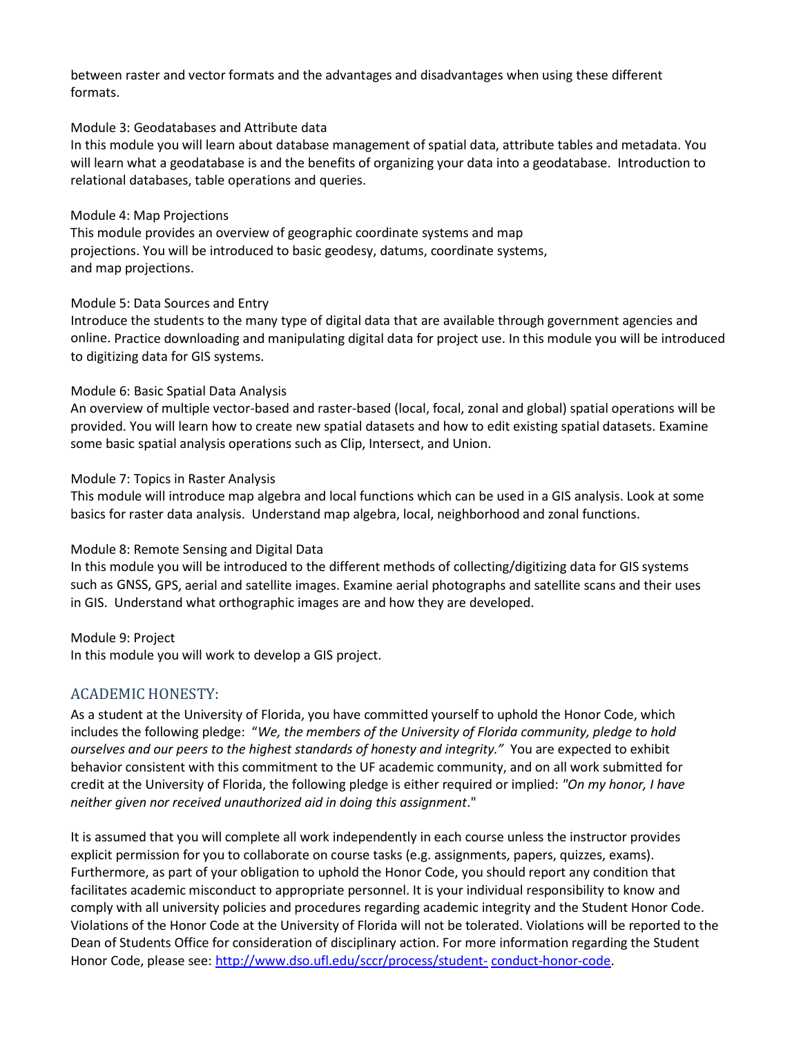between raster and vector formats and the advantages and disadvantages when using these different formats.

Module 3: Geodatabases and Attribute data
In this module you will learn about database management of spatial data, attribute tables and metadata. You will learn what a geodatabase is and the benefits of organizing your data into a geodatabase. Introduction to relational databases, table operations and queries.

Module 4: Map Projections
This module provides an overview of geographic coordinate systems and map projections. You will be introduced to basic geodesy, datums, coordinate systems, and map projections.

Module 5: Data Sources and Entry
Introduce the students to the many type of digital data that are available through government agencies and online. Practice downloading and manipulating digital data for project use. In this module you will be introduced to digitizing data for GIS systems.

Module 6: Basic Spatial Data Analysis
An overview of multiple vector-based and raster-based (local, focal, zonal and global) spatial operations will be provided. You will learn how to create new spatial datasets and how to edit existing spatial datasets. Examine some basic spatial analysis operations such as Clip, Intersect, and Union.

Module 7: Topics in Raster Analysis
This module will introduce map algebra and local functions which can be used in a GIS analysis. Look at some basics for raster data analysis. Understand map algebra, local, neighborhood and zonal functions.

Module 8: Remote Sensing and Digital Data
In this module you will be introduced to the different methods of collecting/digitizing data for GIS systems such as GNSS, GPS, aerial and satellite images. Examine aerial photographs and satellite scans and their uses in GIS. Understand what orthographic images are and how they are developed.

Module 9: Project
In this module you will work to develop a GIS project.

## ACADEMIC HONESTY:

As a student at the University of Florida, you have committed yourself to uphold the Honor Code, which includes the following pledge: "*We, the members of the University of Florida community, pledge to hold ourselves and our peers to the highest standards of honesty and integrity.*" You are expected to exhibit behavior consistent with this commitment to the UF academic community, and on all work submitted for credit at the University of Florida, the following pledge is either required or implied: *"On my honor, I have neither given nor received unauthorized aid in doing this assignment*."

It is assumed that you will complete all work independently in each course unless the instructor provides explicit permission for you to collaborate on course tasks (e.g. assignments, papers, quizzes, exams). Furthermore, as part of your obligation to uphold the Honor Code, you should report any condition that facilitates academic misconduct to appropriate personnel. It is your individual responsibility to know and comply with all university policies and procedures regarding academic integrity and the Student Honor Code. Violations of the Honor Code at the University of Florida will not be tolerated. Violations will be reported to the Dean of Students Office for consideration of disciplinary action. For more information regarding the Student Honor Code, please see: http://www.dso.ufl.edu/sccr/process/student-conduct-honor-code.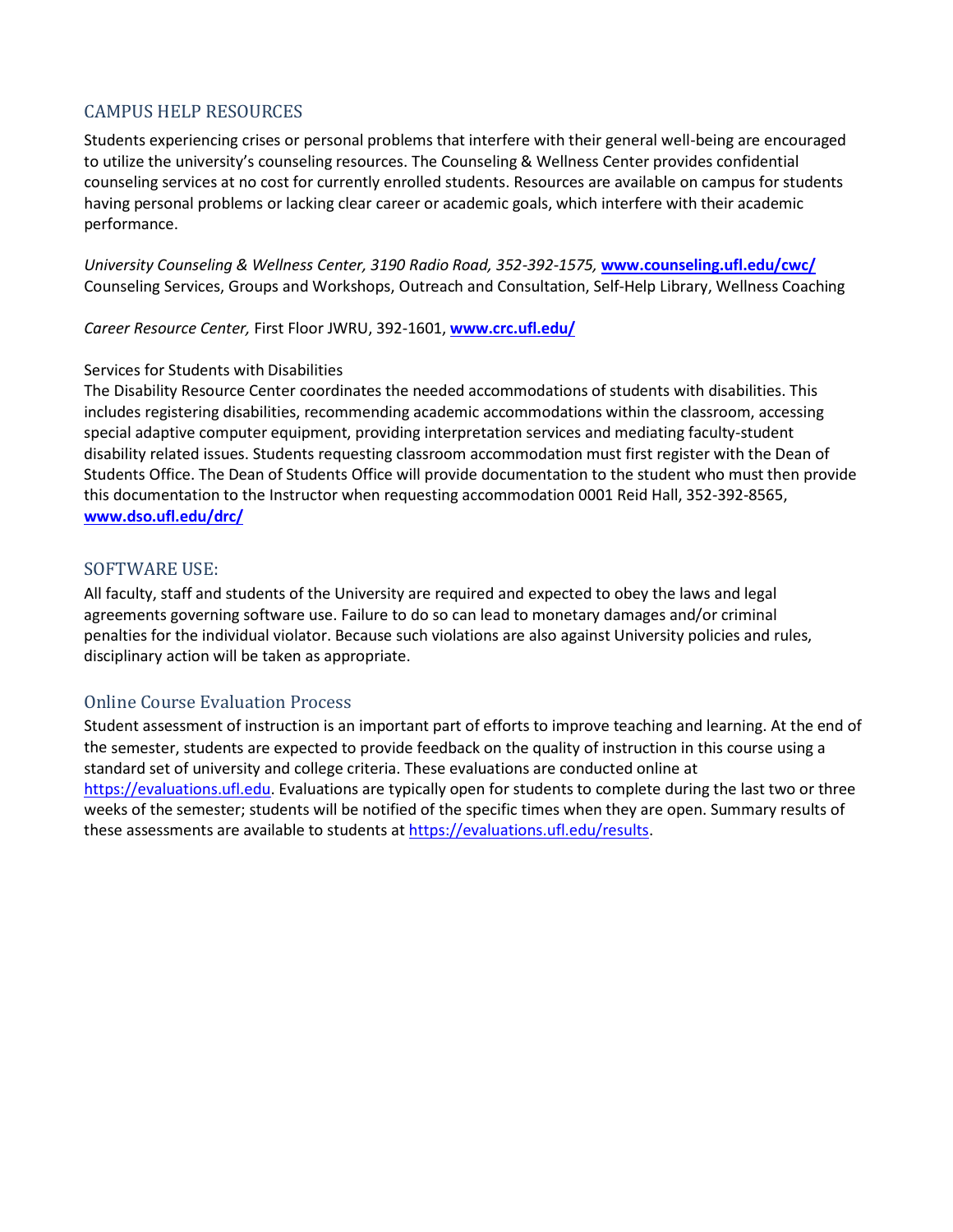## CAMPUS HELP RESOURCES

Students experiencing crises or personal problems that interfere with their general well-being are encouraged to utilize the university's counseling resources. The Counseling & Wellness Center provides confidential counseling services at no cost for currently enrolled students. Resources are available on campus for students having personal problems or lacking clear career or academic goals, which interfere with their academic performance.

*University Counseling & Wellness Center, 3190 Radio Road, 352-392-1575,* **[www.counseling.ufl.edu/cwc/](www.counseling.ufl.edu/cwc/)**
Counseling Services, Groups and Workshops, Outreach and Consultation, Self-Help Library, Wellness Coaching

*Career Resource Center,* First Floor JWRU, 392-1601, **[www.crc.ufl.edu/](www.crc.ufl.edu/)**

Services for Students with Disabilities
The Disability Resource Center coordinates the needed accommodations of students with disabilities. This includes registering disabilities, recommending academic accommodations within the classroom, accessing special adaptive computer equipment, providing interpretation services and mediating faculty-student disability related issues. Students requesting classroom accommodation must first register with the Dean of Students Office. The Dean of Students Office will provide documentation to the student who must then provide this documentation to the Instructor when requesting accommodation 0001 Reid Hall, 352-392-8565, **[www.dso.ufl.edu/drc/](www.dso.ufl.edu/drc/)**

## SOFTWARE USE:

All faculty, staff and students of the University are required and expected to obey the laws and legal agreements governing software use. Failure to do so can lead to monetary damages and/or criminal penalties for the individual violator. Because such violations are also against University policies and rules, disciplinary action will be taken as appropriate.

## Online Course Evaluation Process

Student assessment of instruction is an important part of efforts to improve teaching and learning. At the end of the semester, students are expected to provide feedback on the quality of instruction in this course using a standard set of university and college criteria. These evaluations are conducted online at [https://evaluations.ufl.edu](https://evaluations.ufl.edu). Evaluations are typically open for students to complete during the last two or three weeks of the semester; students will be notified of the specific times when they are open. Summary results of these assessments are available to students at [https://evaluations.ufl.edu/results](https://evaluations.ufl.edu/results).